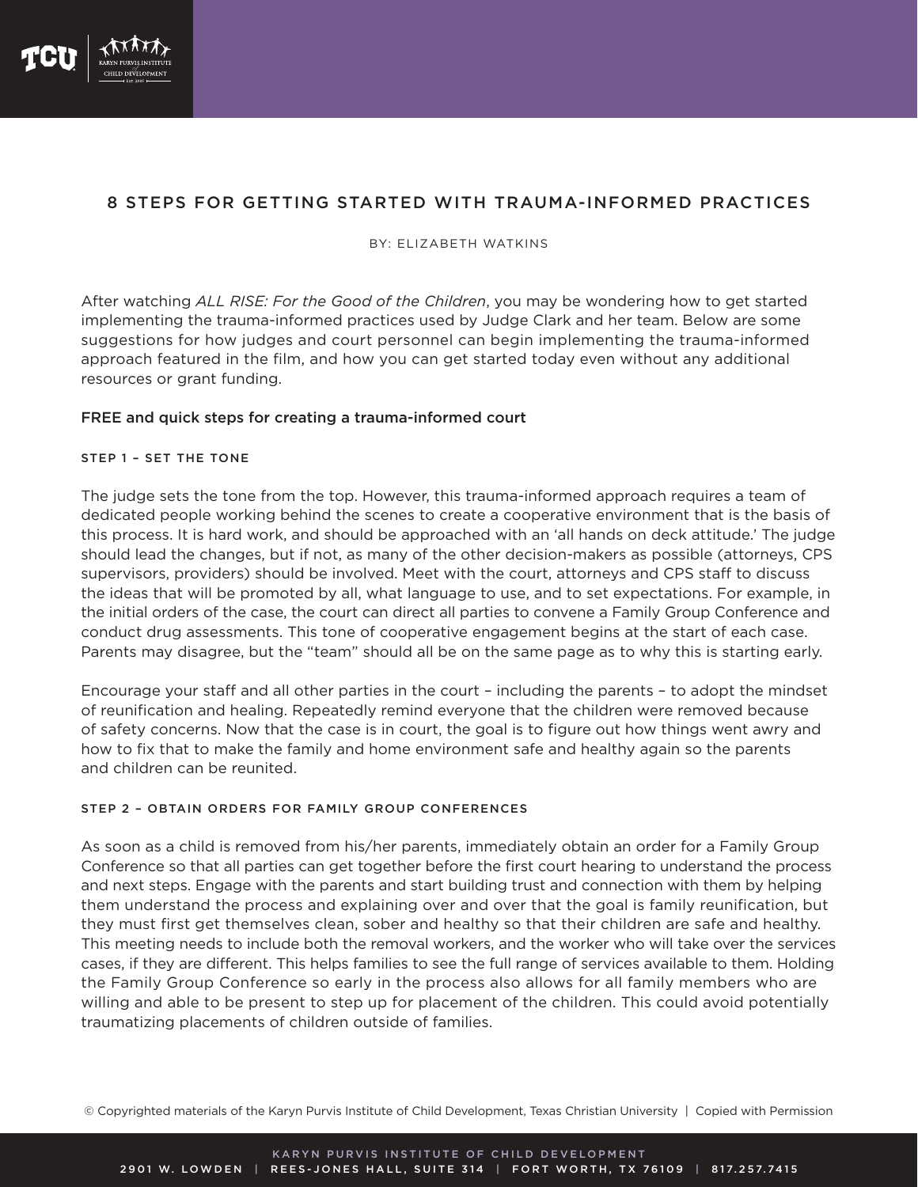# 8 STEPS FOR GETTING STARTED WITH TRAUMA-INFORMED PRACTICES

BY: ELIZABETH WATKINS

After watching *ALL RISE: For the Good of the Children*, you may be wondering how to get started implementing the trauma-informed practices used by Judge Clark and her team. Below are some suggestions for how judges and court personnel can begin implementing the trauma-informed approach featured in the film, and how you can get started today even without any additional resources or grant funding.

## FREE and quick steps for creating a trauma-informed court

### STEP 1 – SET THE TONE

The judge sets the tone from the top. However, this trauma-informed approach requires a team of dedicated people working behind the scenes to create a cooperative environment that is the basis of this process. It is hard work, and should be approached with an 'all hands on deck attitude.' The judge should lead the changes, but if not, as many of the other decision-makers as possible (attorneys, CPS supervisors, providers) should be involved. Meet with the court, attorneys and CPS staff to discuss the ideas that will be promoted by all, what language to use, and to set expectations. For example, in the initial orders of the case, the court can direct all parties to convene a Family Group Conference and conduct drug assessments. This tone of cooperative engagement begins at the start of each case. Parents may disagree, but the "team" should all be on the same page as to why this is starting early.

Encourage your staff and all other parties in the court – including the parents – to adopt the mindset of reunification and healing. Repeatedly remind everyone that the children were removed because of safety concerns. Now that the case is in court, the goal is to figure out how things went awry and how to fix that to make the family and home environment safe and healthy again so the parents and children can be reunited.

### STEP 2 – OBTAIN ORDERS FOR FAMILY GROUP CONFERENCES

As soon as a child is removed from his/her parents, immediately obtain an order for a Family Group Conference so that all parties can get together before the first court hearing to understand the process and next steps. Engage with the parents and start building trust and connection with them by helping them understand the process and explaining over and over that the goal is family reunification, but they must first get themselves clean, sober and healthy so that their children are safe and healthy. This meeting needs to include both the removal workers, and the worker who will take over the services cases, if they are different. This helps families to see the full range of services available to them. Holding the Family Group Conference so early in the process also allows for all family members who are willing and able to be present to step up for placement of the children. This could avoid potentially traumatizing placements of children outside of families.

© Copyrighted materials of the Karyn Purvis Institute of Child Development, Texas Christian University | Copied with Permission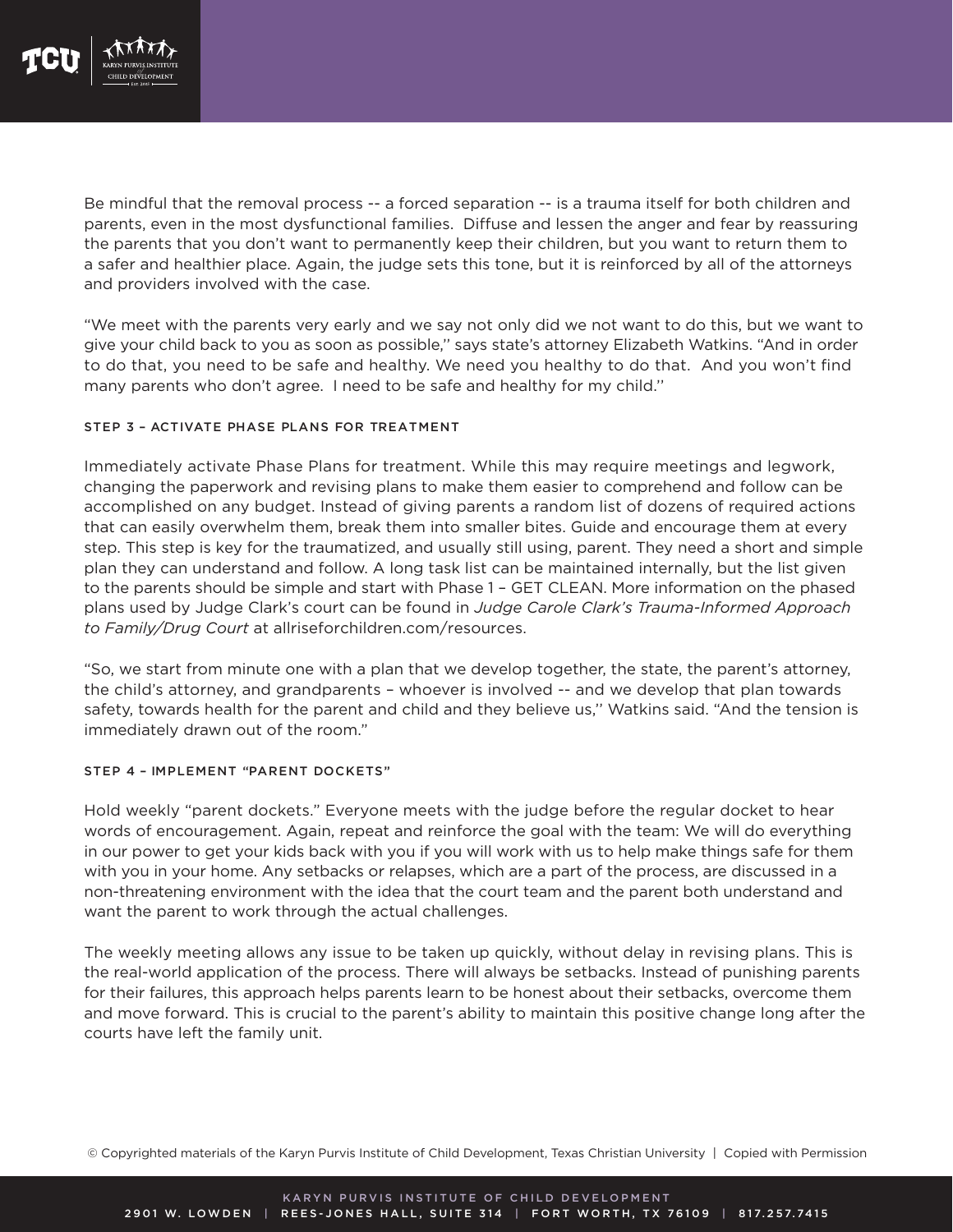Be mindful that the removal process -- a forced separation -- is a trauma itself for both children and parents, even in the most dysfunctional families. Diffuse and lessen the anger and fear by reassuring the parents that you don't want to permanently keep their children, but you want to return them to a safer and healthier place. Again, the judge sets this tone, but it is reinforced by all of the attorneys and providers involved with the case.

"We meet with the parents very early and we say not only did we not want to do this, but we want to give your child back to you as soon as possible,'' says state's attorney Elizabeth Watkins. "And in order to do that, you need to be safe and healthy. We need you healthy to do that. And you won't find many parents who don't agree. I need to be safe and healthy for my child.''

#### STEP 3 – ACTIVATE PHASE PLANS FOR TREATMENT

Immediately activate Phase Plans for treatment. While this may require meetings and legwork, changing the paperwork and revising plans to make them easier to comprehend and follow can be accomplished on any budget. Instead of giving parents a random list of dozens of required actions that can easily overwhelm them, break them into smaller bites. Guide and encourage them at every step. This step is key for the traumatized, and usually still using, parent. They need a short and simple plan they can understand and follow. A long task list can be maintained internally, but the list given to the parents should be simple and start with Phase 1 – GET CLEAN. More information on the phased plans used by Judge Clark's court can be found in *Judge Carole Clark's Trauma-Informed Approach to Family/Drug Court* at allriseforchildren.com/resources.

"So, we start from minute one with a plan that we develop together, the state, the parent's attorney, the child's attorney, and grandparents – whoever is involved -- and we develop that plan towards safety, towards health for the parent and child and they believe us,'' Watkins said. "And the tension is immediately drawn out of the room."

#### STEP 4 – IMPLEMENT "PARENT DOCKETS"

Hold weekly "parent dockets." Everyone meets with the judge before the regular docket to hear words of encouragement. Again, repeat and reinforce the goal with the team: We will do everything in our power to get your kids back with you if you will work with us to help make things safe for them with you in your home. Any setbacks or relapses, which are a part of the process, are discussed in a non-threatening environment with the idea that the court team and the parent both understand and want the parent to work through the actual challenges.

The weekly meeting allows any issue to be taken up quickly, without delay in revising plans. This is the real-world application of the process. There will always be setbacks. Instead of punishing parents for their failures, this approach helps parents learn to be honest about their setbacks, overcome them and move forward. This is crucial to the parent's ability to maintain this positive change long after the courts have left the family unit.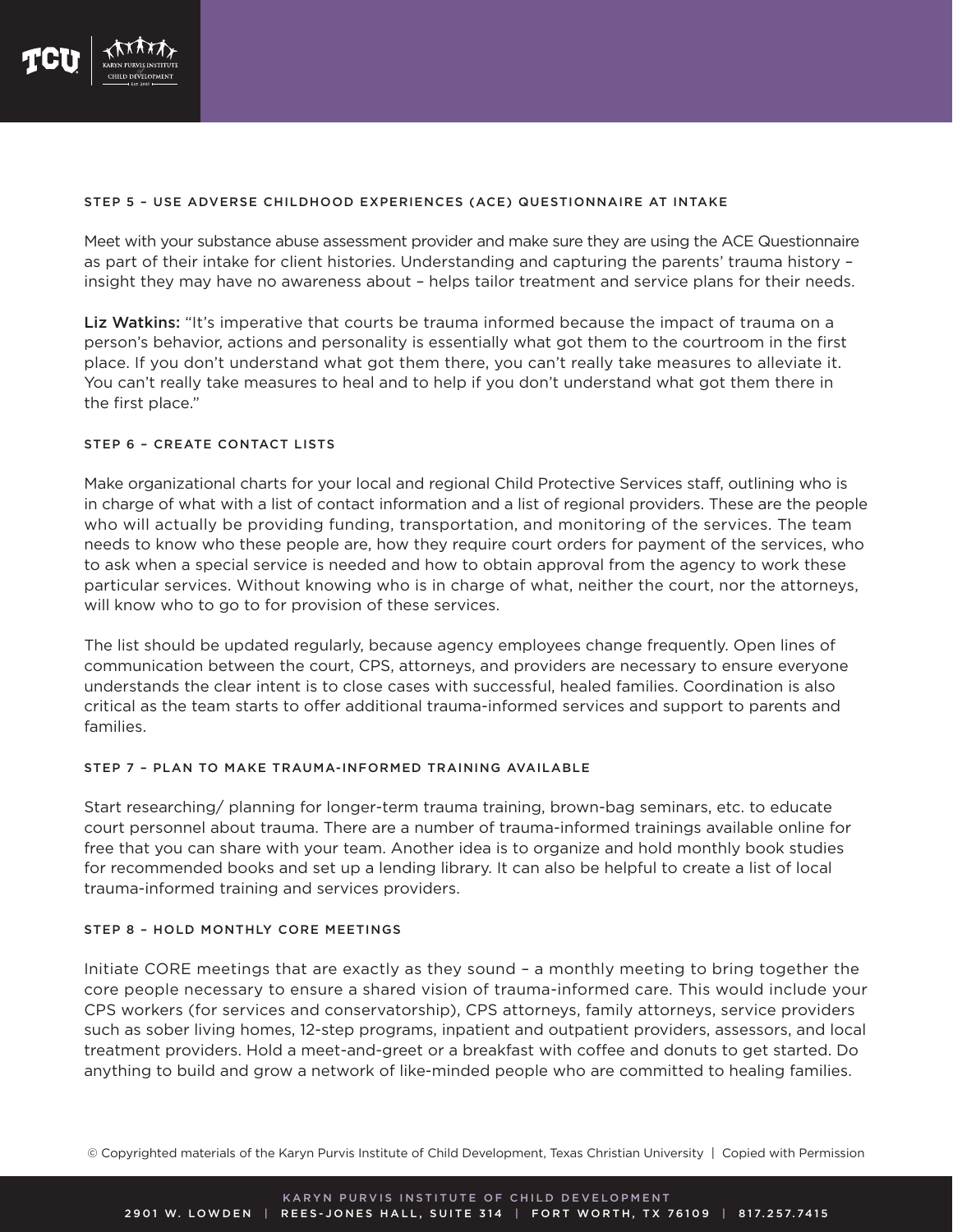### STEP 5 – USE ADVERSE CHILDHOOD EXPERIENCES (ACE) QUESTIONNAIRE AT INTAKE

Meet with your substance abuse assessment provider and make sure they are using the ACE Questionnaire as part of their intake for client histories. Understanding and capturing the parents' trauma history – insight they may have no awareness about – helps tailor treatment and service plans for their needs.

**Liz Watkins:** "It's imperative that courts be trauma informed because the impact of trauma on a person's behavior, actions and personality is essentially what got them to the courtroom in the first place. If you don't understand what got them there, you can't really take measures to alleviate it. You can't really take measures to heal and to help if you don't understand what got them there in the first place."

### STEP 6 – CREATE CONTACT LISTS

Make organizational charts for your local and regional Child Protective Services staff, outlining who is in charge of what with a list of contact information and a list of regional providers. These are the people who will actually be providing funding, transportation, and monitoring of the services. The team needs to know who these people are, how they require court orders for payment of the services, who to ask when a special service is needed and how to obtain approval from the agency to work these particular services. Without knowing who is in charge of what, neither the court, nor the attorneys, will know who to go to for provision of these services.

The list should be updated regularly, because agency employees change frequently. Open lines of communication between the court, CPS, attorneys, and providers are necessary to ensure everyone understands the clear intent is to close cases with successful, healed families. Coordination is also critical as the team starts to offer additional trauma-informed services and support to parents and families.

### STEP 7 – PLAN TO MAKE TRAUMA-INFORMED TRAINING AVAILABLE

Start researching/ planning for longer-term trauma training, brown-bag seminars, etc. to educate court personnel about trauma. There are a number of trauma-informed trainings available online for free that you can share with your team. Another idea is to organize and hold monthly book studies for recommended books and set up a lending library. It can also be helpful to create a list of local trauma-informed training and services providers.

### STEP 8 – HOLD MONTHLY CORE MEETINGS

Initiate CORE meetings that are exactly as they sound – a monthly meeting to bring together the core people necessary to ensure a shared vision of trauma-informed care. This would include your CPS workers (for services and conservatorship), CPS attorneys, family attorneys, service providers such as sober living homes, 12-step programs, inpatient and outpatient providers, assessors, and local treatment providers. Hold a meet-and-greet or a breakfast with coffee and donuts to get started. Do anything to build and grow a network of like-minded people who are committed to healing families.

© Copyrighted materials of the Karyn Purvis Institute of Child Development, Texas Christian University | Copied with Permission